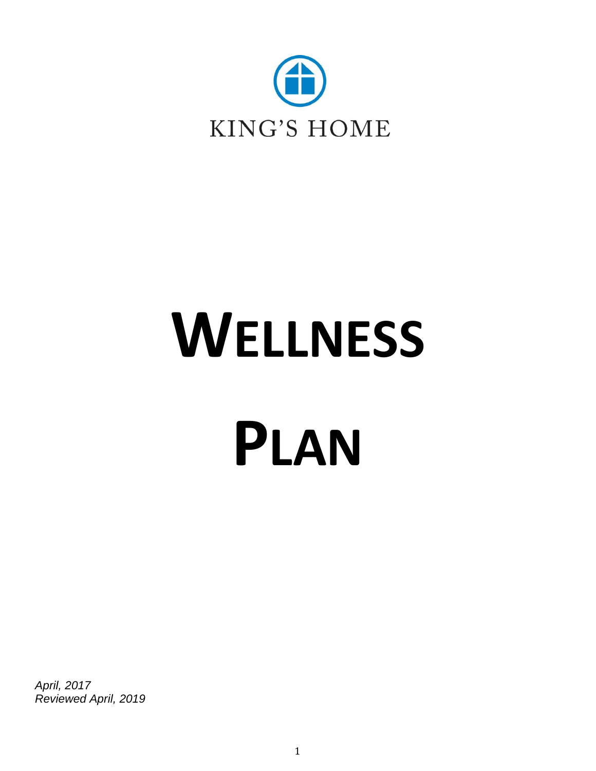KING'S HOME

# WELLNESS PLAN

*April, 2017*
*Reviewed April, 2019*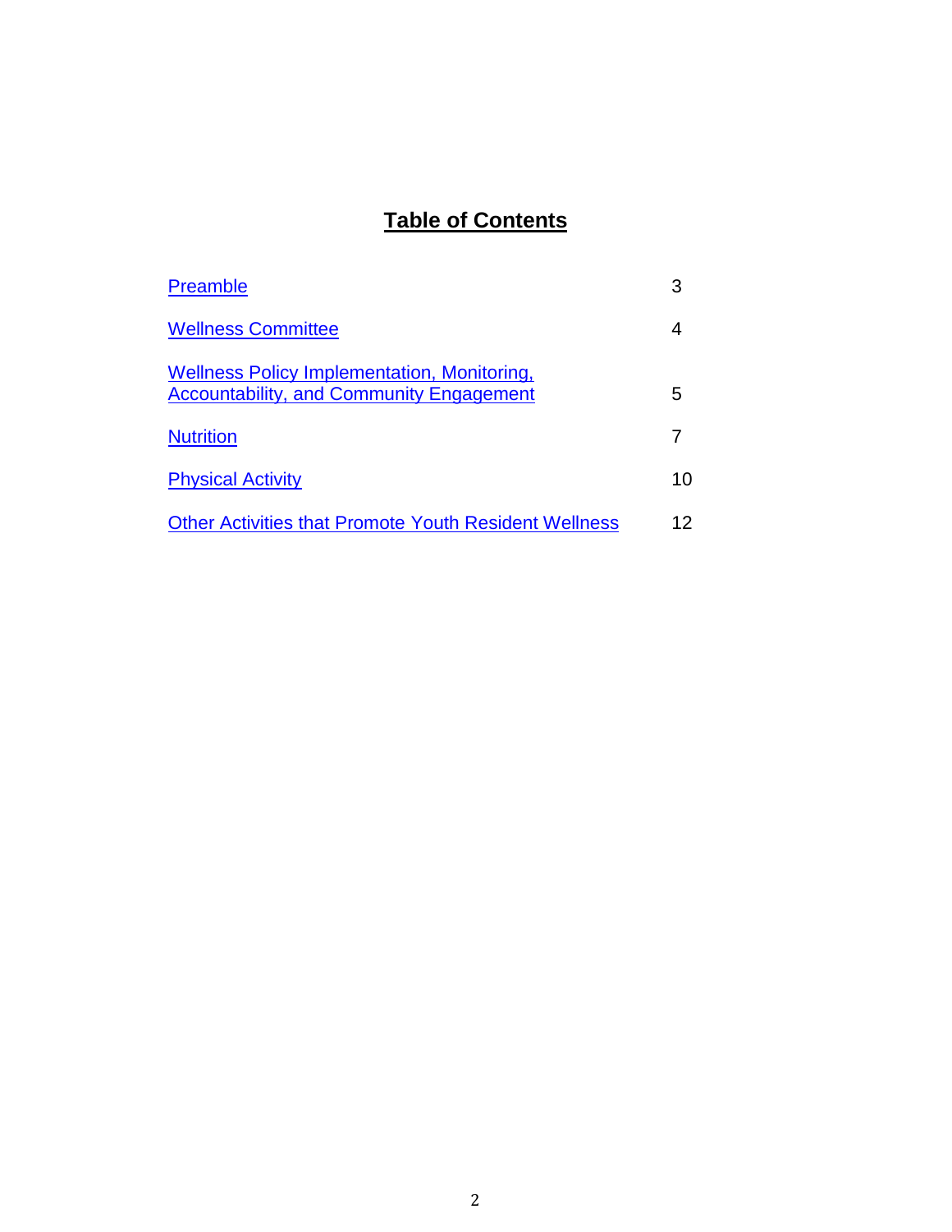# Table of Contents

| | |
|---|---|
| Preamble | 3 |
| Wellness Committee | 4 |
| Wellness Policy Implementation, Monitoring, Accountability, and Community Engagement | 5 |
| Nutrition | 7 |
| Physical Activity | 10 |
| Other Activities that Promote Youth Resident Wellness | 12 |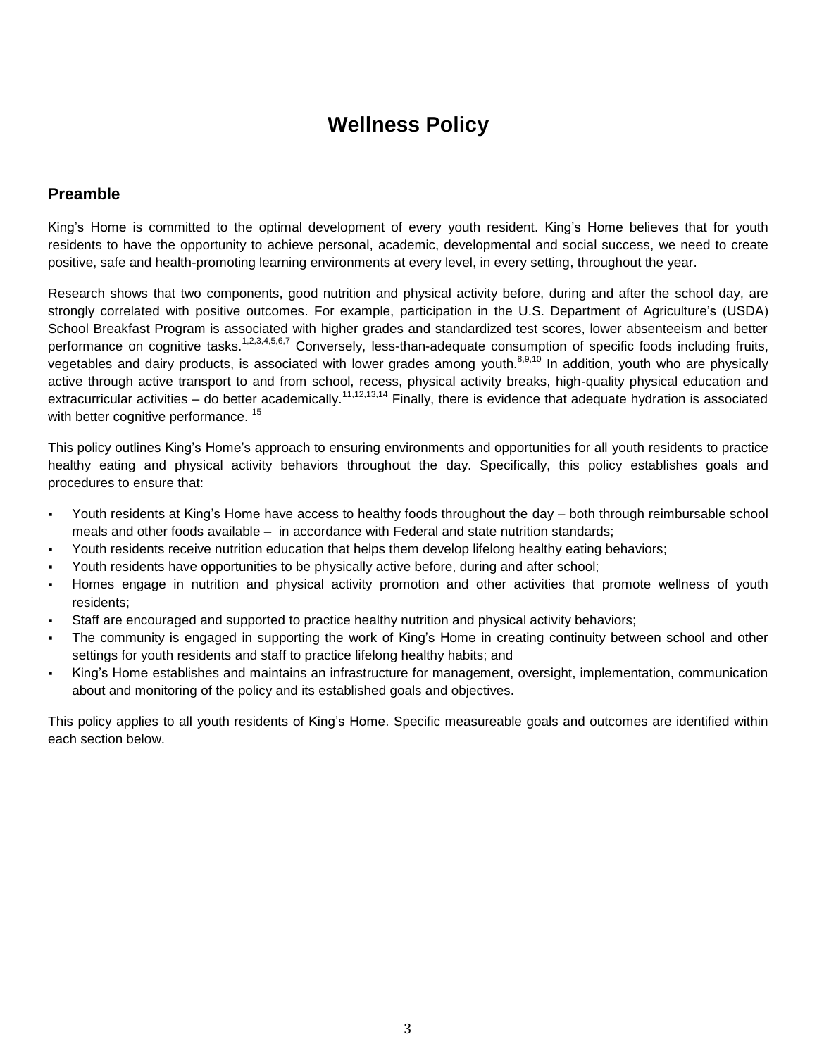# Wellness Policy

## Preamble

King's Home is committed to the optimal development of every youth resident. King's Home believes that for youth residents to have the opportunity to achieve personal, academic, developmental and social success, we need to create positive, safe and health-promoting learning environments at every level, in every setting, throughout the year.

Research shows that two components, good nutrition and physical activity before, during and after the school day, are strongly correlated with positive outcomes. For example, participation in the U.S. Department of Agriculture's (USDA) School Breakfast Program is associated with higher grades and standardized test scores, lower absenteeism and better performance on cognitive tasks.[1,2,3,4,5,6,7] Conversely, less-than-adequate consumption of specific foods including fruits, vegetables and dairy products, is associated with lower grades among youth.[8,9,10] In addition, youth who are physically active through active transport to and from school, recess, physical activity breaks, high-quality physical education and extracurricular activities – do better academically.[11,12,13,14] Finally, there is evidence that adequate hydration is associated with better cognitive performance.[15]

This policy outlines King's Home's approach to ensuring environments and opportunities for all youth residents to practice healthy eating and physical activity behaviors throughout the day. Specifically, this policy establishes goals and procedures to ensure that:

- Youth residents at King's Home have access to healthy foods throughout the day – both through reimbursable school meals and other foods available – in accordance with Federal and state nutrition standards;
- Youth residents receive nutrition education that helps them develop lifelong healthy eating behaviors;
- Youth residents have opportunities to be physically active before, during and after school;
- Homes engage in nutrition and physical activity promotion and other activities that promote wellness of youth residents;
- Staff are encouraged and supported to practice healthy nutrition and physical activity behaviors;
- The community is engaged in supporting the work of King's Home in creating continuity between school and other settings for youth residents and staff to practice lifelong healthy habits; and
- King's Home establishes and maintains an infrastructure for management, oversight, implementation, communication about and monitoring of the policy and its established goals and objectives.

This policy applies to all youth residents of King's Home. Specific measureable goals and outcomes are identified within each section below.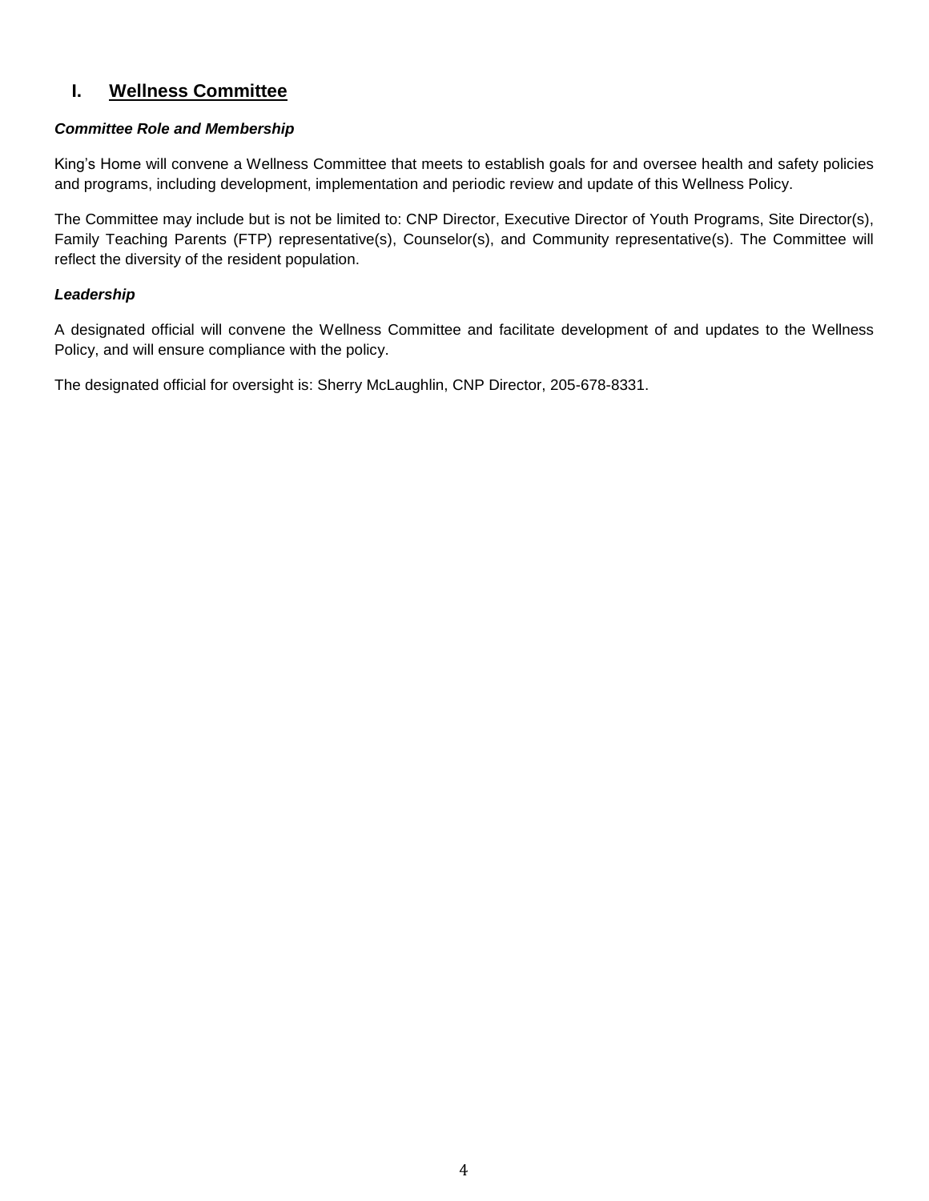## I. <u>Wellness Committee</u>

***Committee Role and Membership***

King's Home will convene a Wellness Committee that meets to establish goals for and oversee health and safety policies and programs, including development, implementation and periodic review and update of this Wellness Policy.

The Committee may include but is not be limited to: CNP Director, Executive Director of Youth Programs, Site Director(s), Family Teaching Parents (FTP) representative(s), Counselor(s), and Community representative(s). The Committee will reflect the diversity of the resident population.

***Leadership***

A designated official will convene the Wellness Committee and facilitate development of and updates to the Wellness Policy, and will ensure compliance with the policy.

The designated official for oversight is: Sherry McLaughlin, CNP Director, 205-678-8331.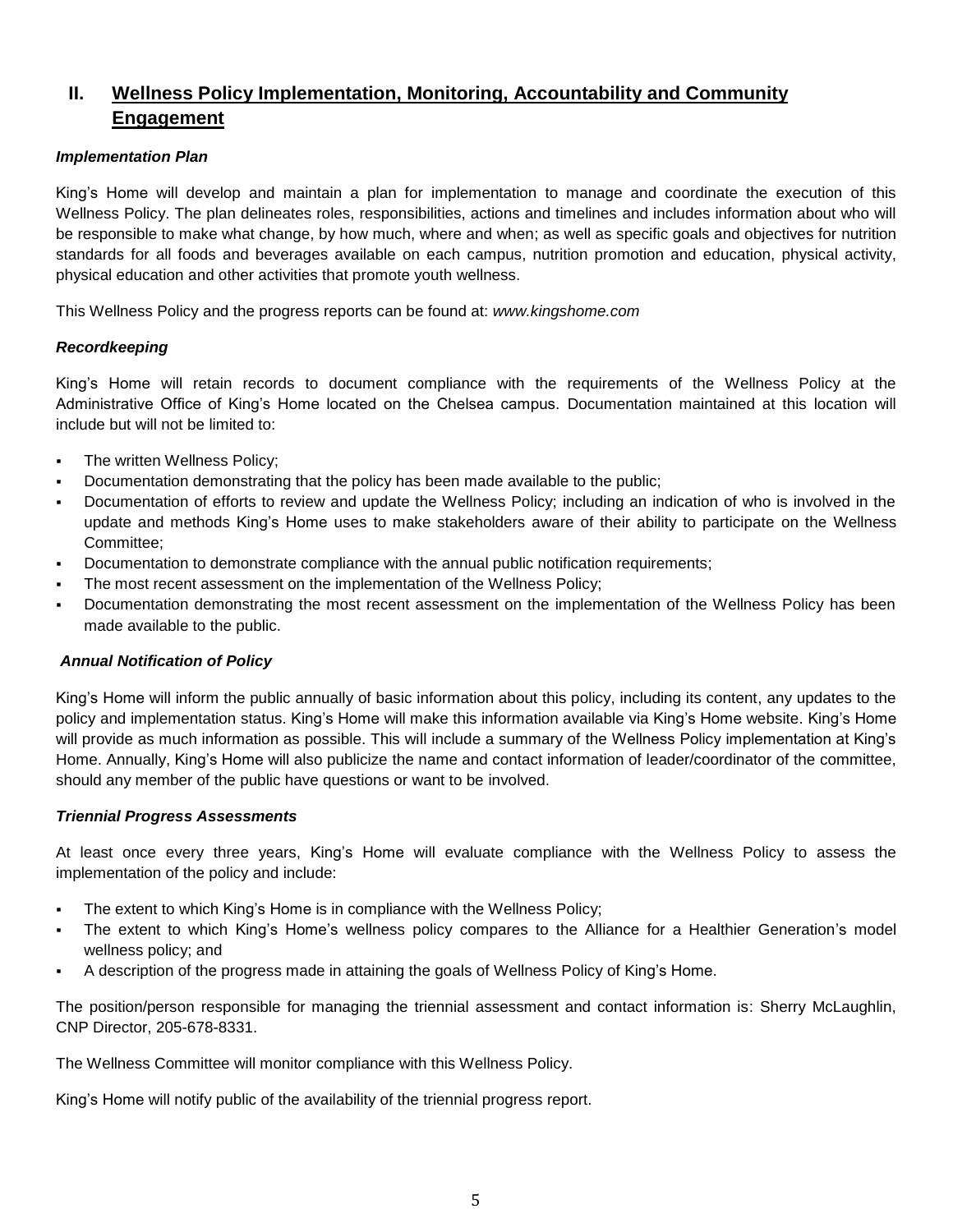## II. <u>Wellness Policy Implementation, Monitoring, Accountability and Community Engagement</u>

***Implementation Plan***

King's Home will develop and maintain a plan for implementation to manage and coordinate the execution of this Wellness Policy. The plan delineates roles, responsibilities, actions and timelines and includes information about who will be responsible to make what change, by how much, where and when; as well as specific goals and objectives for nutrition standards for all foods and beverages available on each campus, nutrition promotion and education, physical activity, physical education and other activities that promote youth wellness.

This Wellness Policy and the progress reports can be found at: *www.kingshome.com*

***Recordkeeping***

King's Home will retain records to document compliance with the requirements of the Wellness Policy at the Administrative Office of King's Home located on the Chelsea campus. Documentation maintained at this location will include but will not be limited to:

- The written Wellness Policy;
- Documentation demonstrating that the policy has been made available to the public;
- Documentation of efforts to review and update the Wellness Policy; including an indication of who is involved in the update and methods King's Home uses to make stakeholders aware of their ability to participate on the Wellness Committee;
- Documentation to demonstrate compliance with the annual public notification requirements;
- The most recent assessment on the implementation of the Wellness Policy;
- Documentation demonstrating the most recent assessment on the implementation of the Wellness Policy has been made available to the public.

***Annual Notification of Policy***

King's Home will inform the public annually of basic information about this policy, including its content, any updates to the policy and implementation status. King's Home will make this information available via King's Home website. King's Home will provide as much information as possible. This will include a summary of the Wellness Policy implementation at King's Home. Annually, King's Home will also publicize the name and contact information of leader/coordinator of the committee, should any member of the public have questions or want to be involved.

***Triennial Progress Assessments***

At least once every three years, King's Home will evaluate compliance with the Wellness Policy to assess the implementation of the policy and include:

- The extent to which King's Home is in compliance with the Wellness Policy;
- The extent to which King's Home's wellness policy compares to the Alliance for a Healthier Generation's model wellness policy; and
- A description of the progress made in attaining the goals of Wellness Policy of King's Home.

The position/person responsible for managing the triennial assessment and contact information is: Sherry McLaughlin, CNP Director, 205-678-8331.

The Wellness Committee will monitor compliance with this Wellness Policy.

King's Home will notify public of the availability of the triennial progress report.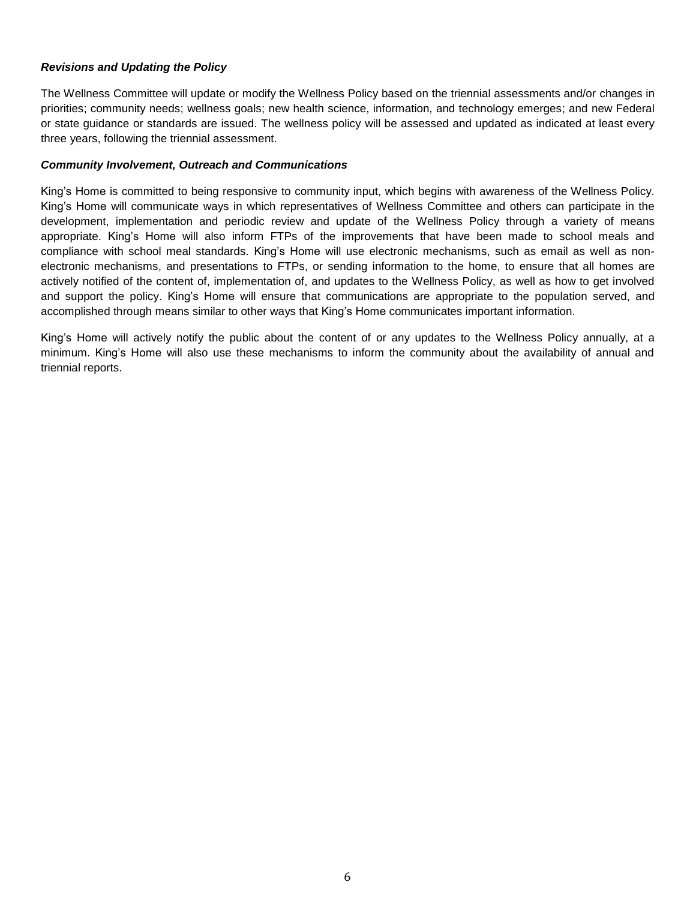***Revisions and Updating the Policy***

The Wellness Committee will update or modify the Wellness Policy based on the triennial assessments and/or changes in priorities; community needs; wellness goals; new health science, information, and technology emerges; and new Federal or state guidance or standards are issued. The wellness policy will be assessed and updated as indicated at least every three years, following the triennial assessment.

***Community Involvement, Outreach and Communications***

King's Home is committed to being responsive to community input, which begins with awareness of the Wellness Policy. King's Home will communicate ways in which representatives of Wellness Committee and others can participate in the development, implementation and periodic review and update of the Wellness Policy through a variety of means appropriate. King's Home will also inform FTPs of the improvements that have been made to school meals and compliance with school meal standards. King's Home will use electronic mechanisms, such as email as well as non-electronic mechanisms, and presentations to FTPs, or sending information to the home, to ensure that all homes are actively notified of the content of, implementation of, and updates to the Wellness Policy, as well as how to get involved and support the policy. King's Home will ensure that communications are appropriate to the population served, and accomplished through means similar to other ways that King's Home communicates important information.

King's Home will actively notify the public about the content of or any updates to the Wellness Policy annually, at a minimum. King's Home will also use these mechanisms to inform the community about the availability of annual and triennial reports.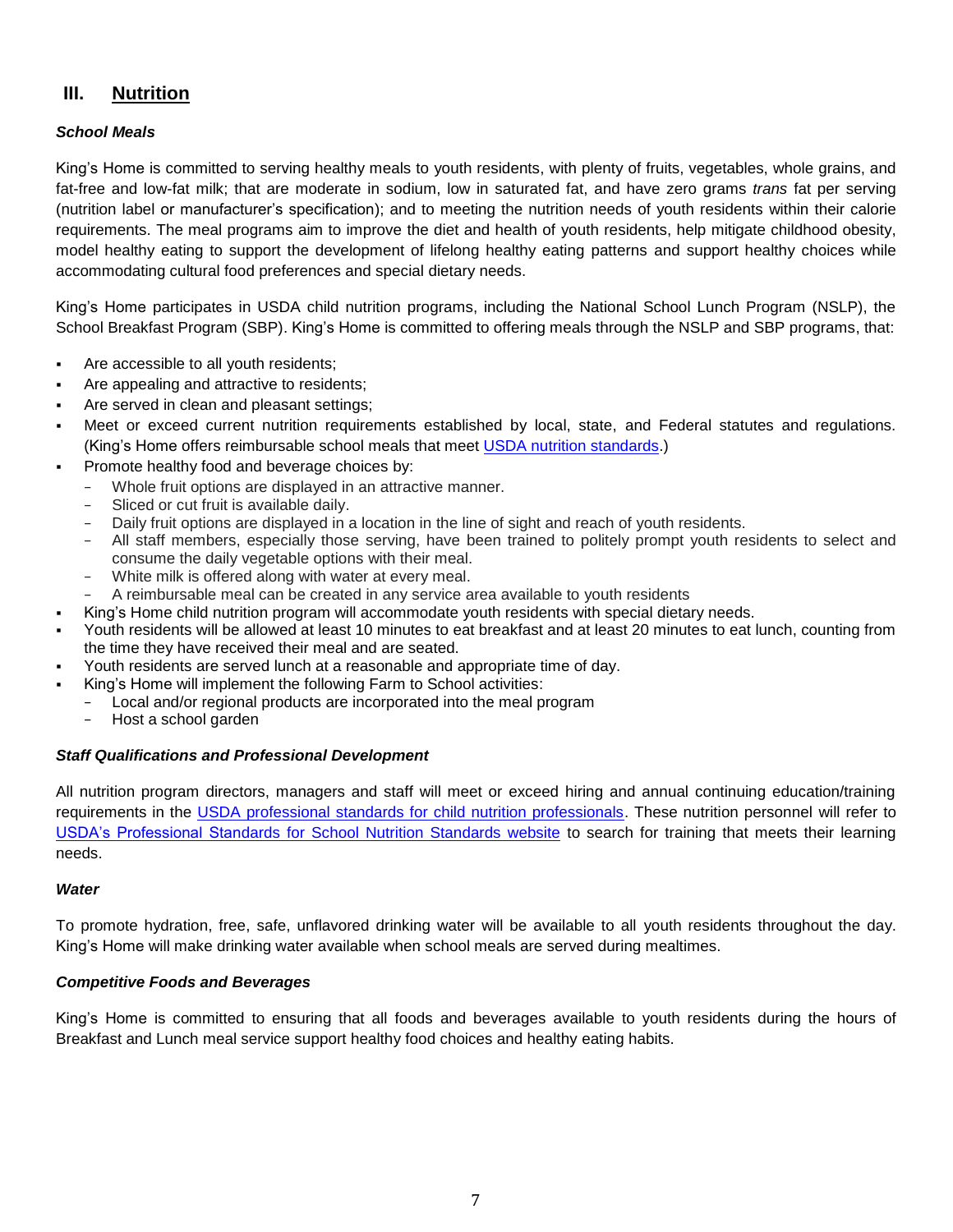## III. Nutrition

***School Meals***

King's Home is committed to serving healthy meals to youth residents, with plenty of fruits, vegetables, whole grains, and fat-free and low-fat milk; that are moderate in sodium, low in saturated fat, and have zero grams *trans* fat per serving (nutrition label or manufacturer's specification); and to meeting the nutrition needs of youth residents within their calorie requirements. The meal programs aim to improve the diet and health of youth residents, help mitigate childhood obesity, model healthy eating to support the development of lifelong healthy eating patterns and support healthy choices while accommodating cultural food preferences and special dietary needs.

King's Home participates in USDA child nutrition programs, including the National School Lunch Program (NSLP), the School Breakfast Program (SBP). King's Home is committed to offering meals through the NSLP and SBP programs, that:

- Are accessible to all youth residents;
- Are appealing and attractive to residents;
- Are served in clean and pleasant settings;
- Meet or exceed current nutrition requirements established by local, state, and Federal statutes and regulations. (King's Home offers reimbursable school meals that meet USDA nutrition standards.)
- Promote healthy food and beverage choices by:
  - Whole fruit options are displayed in an attractive manner.
  - Sliced or cut fruit is available daily.
  - Daily fruit options are displayed in a location in the line of sight and reach of youth residents.
  - All staff members, especially those serving, have been trained to politely prompt youth residents to select and consume the daily vegetable options with their meal.
  - White milk is offered along with water at every meal.
  - A reimbursable meal can be created in any service area available to youth residents
- King's Home child nutrition program will accommodate youth residents with special dietary needs.
- Youth residents will be allowed at least 10 minutes to eat breakfast and at least 20 minutes to eat lunch, counting from the time they have received their meal and are seated.
- Youth residents are served lunch at a reasonable and appropriate time of day.
- King's Home will implement the following Farm to School activities:
  - Local and/or regional products are incorporated into the meal program
  - Host a school garden

***Staff Qualifications and Professional Development***

All nutrition program directors, managers and staff will meet or exceed hiring and annual continuing education/training requirements in the USDA professional standards for child nutrition professionals. These nutrition personnel will refer to USDA's Professional Standards for School Nutrition Standards website to search for training that meets their learning needs.

***Water***

To promote hydration, free, safe, unflavored drinking water will be available to all youth residents throughout the day. King's Home will make drinking water available when school meals are served during mealtimes.

***Competitive Foods and Beverages***

King's Home is committed to ensuring that all foods and beverages available to youth residents during the hours of Breakfast and Lunch meal service support healthy food choices and healthy eating habits.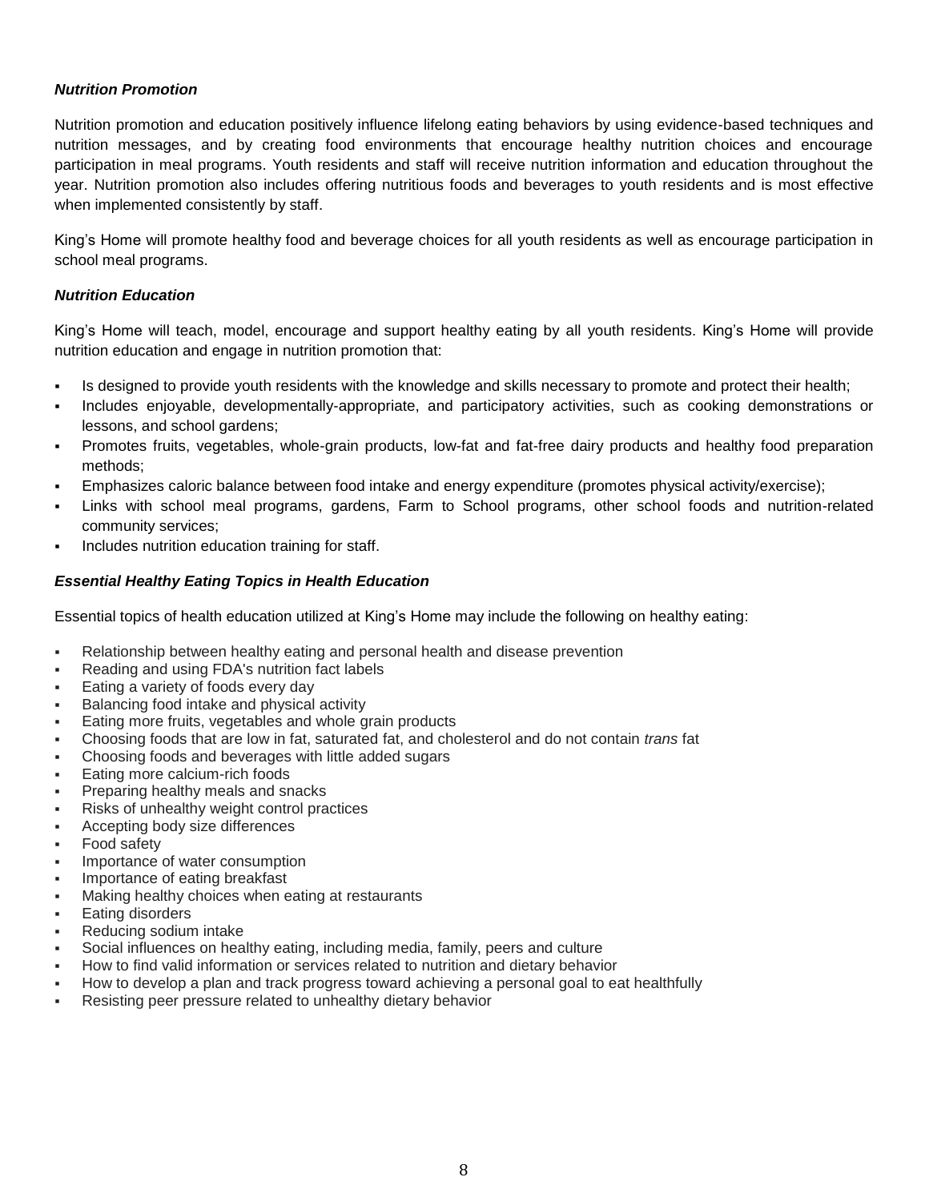### *Nutrition Promotion*

Nutrition promotion and education positively influence lifelong eating behaviors by using evidence-based techniques and nutrition messages, and by creating food environments that encourage healthy nutrition choices and encourage participation in meal programs. Youth residents and staff will receive nutrition information and education throughout the year. Nutrition promotion also includes offering nutritious foods and beverages to youth residents and is most effective when implemented consistently by staff.

King's Home will promote healthy food and beverage choices for all youth residents as well as encourage participation in school meal programs.

### *Nutrition Education*

King's Home will teach, model, encourage and support healthy eating by all youth residents. King's Home will provide nutrition education and engage in nutrition promotion that:

- Is designed to provide youth residents with the knowledge and skills necessary to promote and protect their health;
- Includes enjoyable, developmentally-appropriate, and participatory activities, such as cooking demonstrations or lessons, and school gardens;
- Promotes fruits, vegetables, whole-grain products, low-fat and fat-free dairy products and healthy food preparation methods;
- Emphasizes caloric balance between food intake and energy expenditure (promotes physical activity/exercise);
- Links with school meal programs, gardens, Farm to School programs, other school foods and nutrition-related community services;
- Includes nutrition education training for staff.

### *Essential Healthy Eating Topics in Health Education*

Essential topics of health education utilized at King's Home may include the following on healthy eating:

- Relationship between healthy eating and personal health and disease prevention
- Reading and using FDA's nutrition fact labels
- Eating a variety of foods every day
- Balancing food intake and physical activity
- Eating more fruits, vegetables and whole grain products
- Choosing foods that are low in fat, saturated fat, and cholesterol and do not contain *trans* fat
- Choosing foods and beverages with little added sugars
- Eating more calcium-rich foods
- Preparing healthy meals and snacks
- Risks of unhealthy weight control practices
- Accepting body size differences
- Food safety
- Importance of water consumption
- Importance of eating breakfast
- Making healthy choices when eating at restaurants
- Eating disorders
- Reducing sodium intake
- Social influences on healthy eating, including media, family, peers and culture
- How to find valid information or services related to nutrition and dietary behavior
- How to develop a plan and track progress toward achieving a personal goal to eat healthfully
- Resisting peer pressure related to unhealthy dietary behavior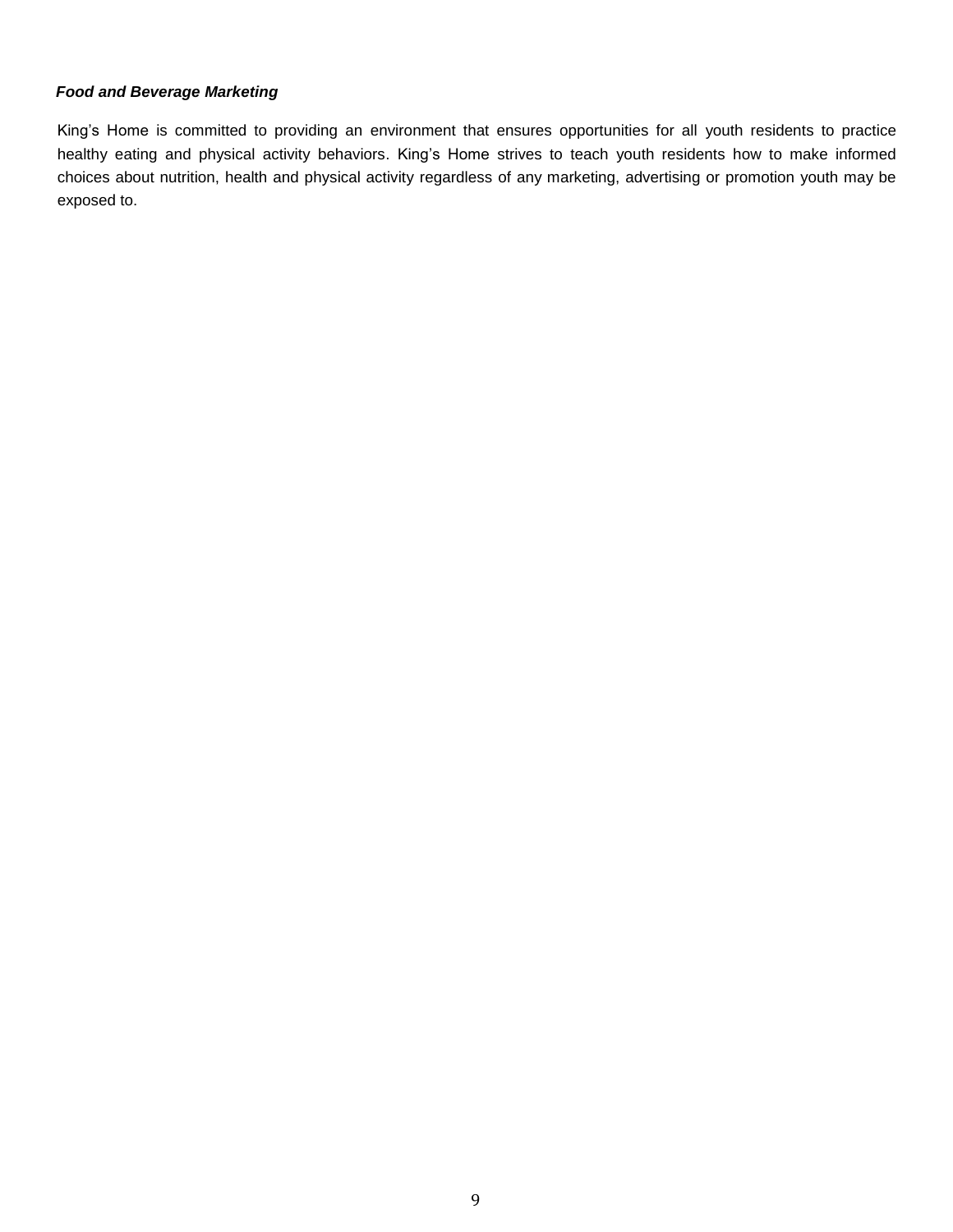***Food and Beverage Marketing***

King's Home is committed to providing an environment that ensures opportunities for all youth residents to practice healthy eating and physical activity behaviors. King's Home strives to teach youth residents how to make informed choices about nutrition, health and physical activity regardless of any marketing, advertising or promotion youth may be exposed to.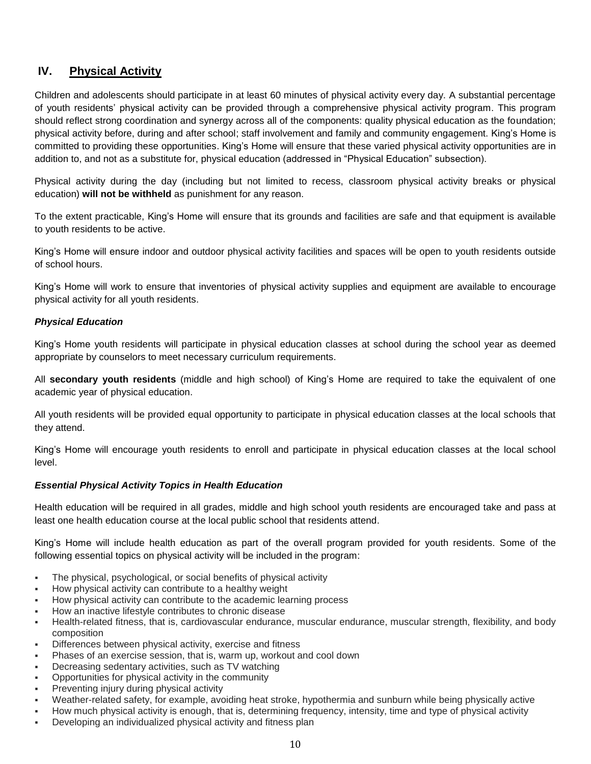## IV. Physical Activity

Children and adolescents should participate in at least 60 minutes of physical activity every day. A substantial percentage of youth residents' physical activity can be provided through a comprehensive physical activity program. This program should reflect strong coordination and synergy across all of the components: quality physical education as the foundation; physical activity before, during and after school; staff involvement and family and community engagement. King's Home is committed to providing these opportunities. King's Home will ensure that these varied physical activity opportunities are in addition to, and not as a substitute for, physical education (addressed in "Physical Education" subsection).

Physical activity during the day (including but not limited to recess, classroom physical activity breaks or physical education) **will not be withheld** as punishment for any reason.

To the extent practicable, King's Home will ensure that its grounds and facilities are safe and that equipment is available to youth residents to be active.

King's Home will ensure indoor and outdoor physical activity facilities and spaces will be open to youth residents outside of school hours.

King's Home will work to ensure that inventories of physical activity supplies and equipment are available to encourage physical activity for all youth residents.

### *Physical Education*

King's Home youth residents will participate in physical education classes at school during the school year as deemed appropriate by counselors to meet necessary curriculum requirements.

All **secondary youth residents** (middle and high school) of King's Home are required to take the equivalent of one academic year of physical education.

All youth residents will be provided equal opportunity to participate in physical education classes at the local schools that they attend.

King's Home will encourage youth residents to enroll and participate in physical education classes at the local school level.

### *Essential Physical Activity Topics in Health Education*

Health education will be required in all grades, middle and high school youth residents are encouraged take and pass at least one health education course at the local public school that residents attend.

King's Home will include health education as part of the overall program provided for youth residents. Some of the following essential topics on physical activity will be included in the program:

- The physical, psychological, or social benefits of physical activity
- How physical activity can contribute to a healthy weight
- How physical activity can contribute to the academic learning process
- How an inactive lifestyle contributes to chronic disease
- Health-related fitness, that is, cardiovascular endurance, muscular endurance, muscular strength, flexibility, and body composition
- Differences between physical activity, exercise and fitness
- Phases of an exercise session, that is, warm up, workout and cool down
- Decreasing sedentary activities, such as TV watching
- Opportunities for physical activity in the community
- Preventing injury during physical activity
- Weather-related safety, for example, avoiding heat stroke, hypothermia and sunburn while being physically active
- How much physical activity is enough, that is, determining frequency, intensity, time and type of physical activity
- Developing an individualized physical activity and fitness plan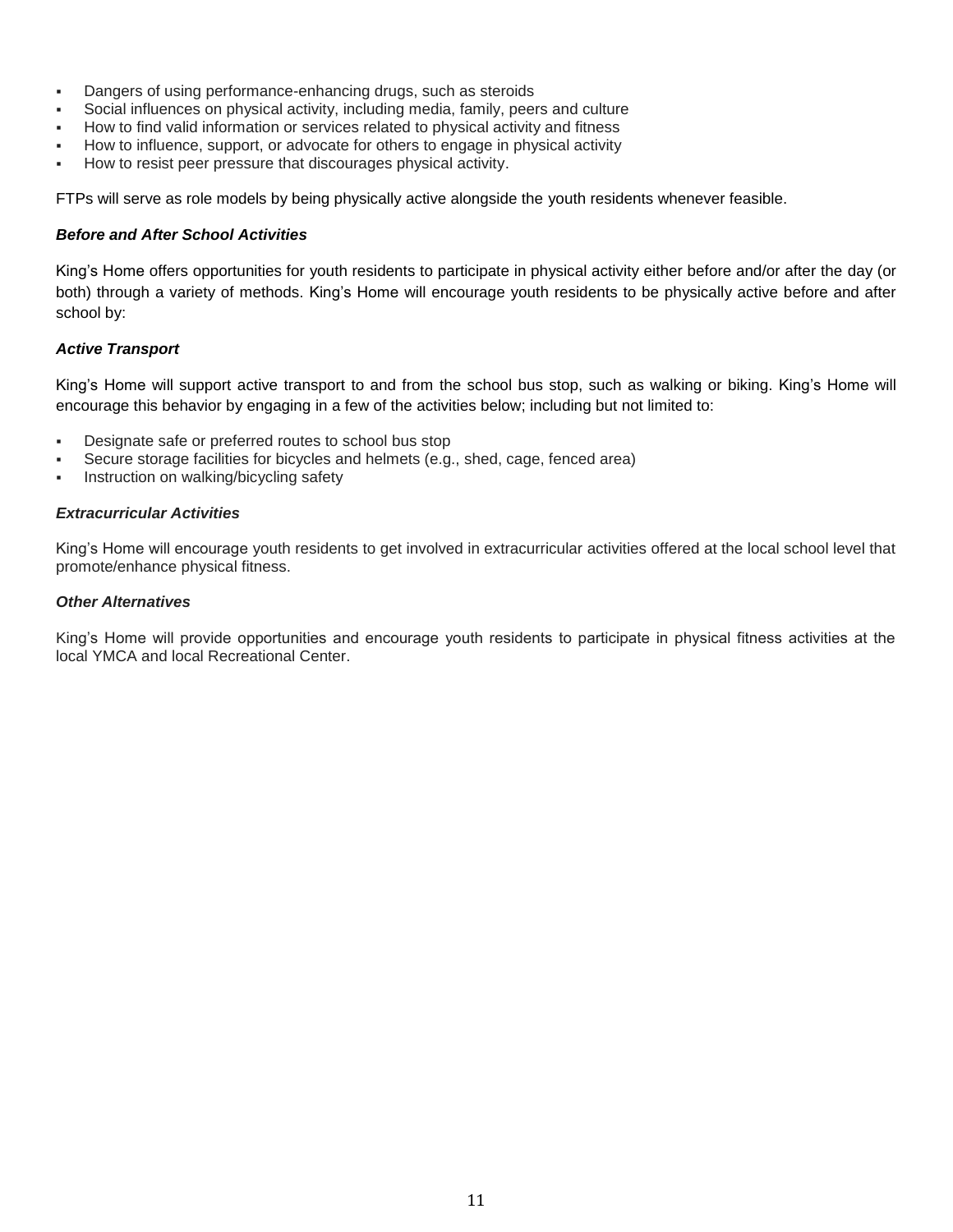- Dangers of using performance-enhancing drugs, such as steroids
- Social influences on physical activity, including media, family, peers and culture
- How to find valid information or services related to physical activity and fitness
- How to influence, support, or advocate for others to engage in physical activity
- How to resist peer pressure that discourages physical activity.

FTPs will serve as role models by being physically active alongside the youth residents whenever feasible.

***Before and After School Activities***

King's Home offers opportunities for youth residents to participate in physical activity either before and/or after the day (or both) through a variety of methods. King's Home will encourage youth residents to be physically active before and after school by:

***Active Transport***

King's Home will support active transport to and from the school bus stop, such as walking or biking. King's Home will encourage this behavior by engaging in a few of the activities below; including but not limited to:

- Designate safe or preferred routes to school bus stop
- Secure storage facilities for bicycles and helmets (e.g., shed, cage, fenced area)
- Instruction on walking/bicycling safety

***Extracurricular Activities***

King's Home will encourage youth residents to get involved in extracurricular activities offered at the local school level that promote/enhance physical fitness.

***Other Alternatives***

King's Home will provide opportunities and encourage youth residents to participate in physical fitness activities at the local YMCA and local Recreational Center.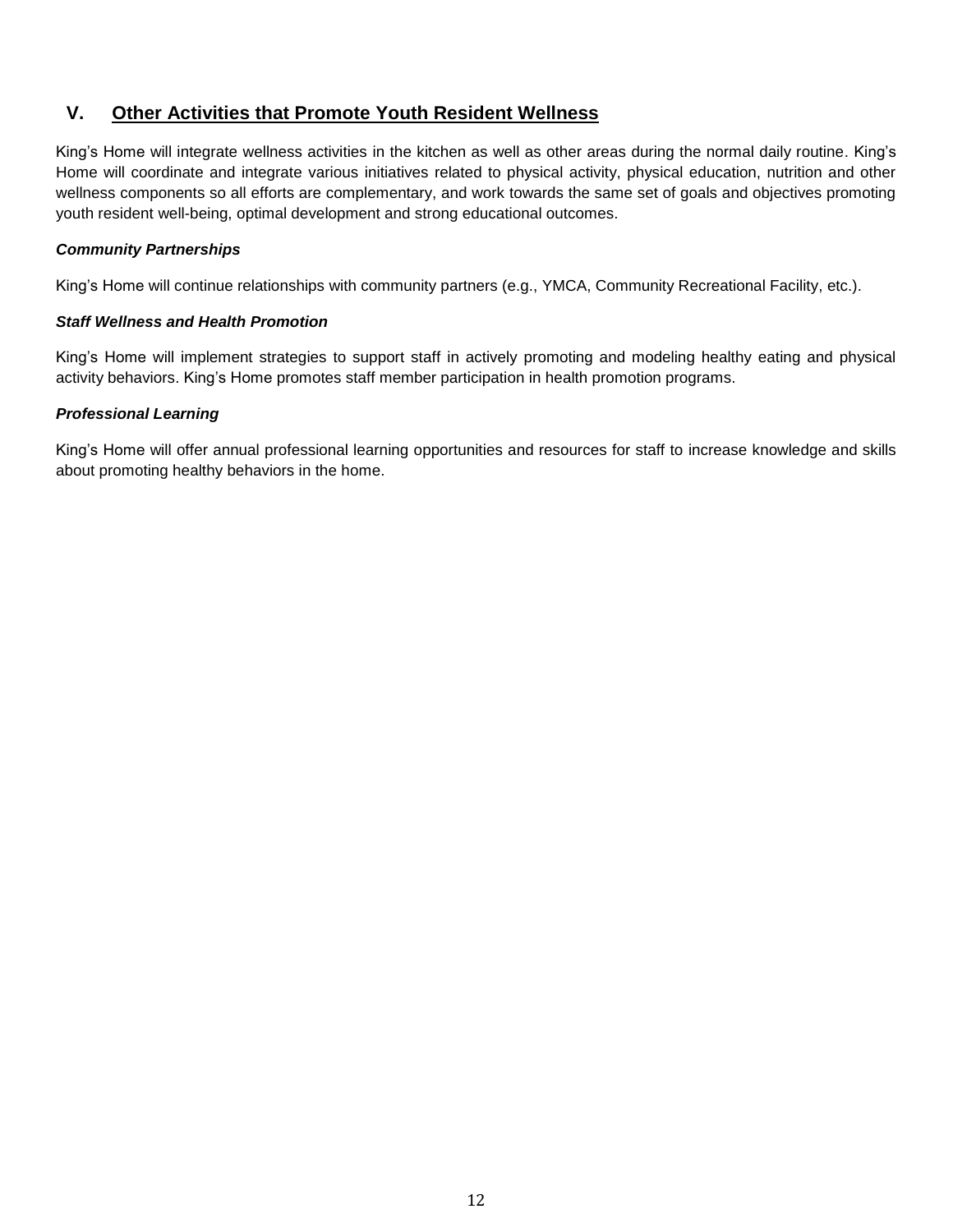## V. Other Activities that Promote Youth Resident Wellness

King's Home will integrate wellness activities in the kitchen as well as other areas during the normal daily routine. King's Home will coordinate and integrate various initiatives related to physical activity, physical education, nutrition and other wellness components so all efforts are complementary, and work towards the same set of goals and objectives promoting youth resident well-being, optimal development and strong educational outcomes.

### *Community Partnerships*

King's Home will continue relationships with community partners (e.g., YMCA, Community Recreational Facility, etc.).

### *Staff Wellness and Health Promotion*

King's Home will implement strategies to support staff in actively promoting and modeling healthy eating and physical activity behaviors. King's Home promotes staff member participation in health promotion programs.

### *Professional Learning*

King's Home will offer annual professional learning opportunities and resources for staff to increase knowledge and skills about promoting healthy behaviors in the home.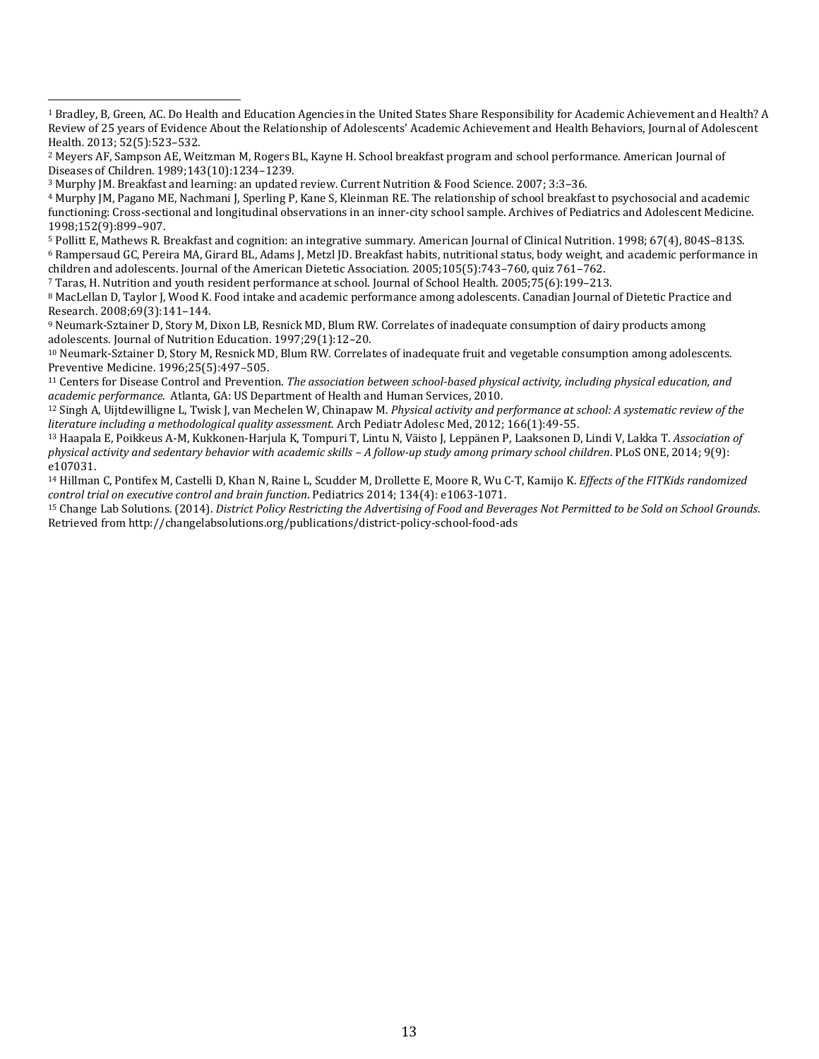[1] Bradley, B, Green, AC. Do Health and Education Agencies in the United States Share Responsibility for Academic Achievement and Health? A Review of 25 years of Evidence About the Relationship of Adolescents' Academic Achievement and Health Behaviors, Journal of Adolescent Health. 2013; 52(5):523–532.

[2] Meyers AF, Sampson AE, Weitzman M, Rogers BL, Kayne H. School breakfast program and school performance. American Journal of Diseases of Children. 1989;143(10):1234–1239.

[3] Murphy JM. Breakfast and learning: an updated review. Current Nutrition & Food Science. 2007; 3:3–36.

[4] Murphy JM, Pagano ME, Nachmani J, Sperling P, Kane S, Kleinman RE. The relationship of school breakfast to psychosocial and academic functioning: Cross-sectional and longitudinal observations in an inner-city school sample. Archives of Pediatrics and Adolescent Medicine. 1998;152(9):899–907.

[5] Pollitt E, Mathews R. Breakfast and cognition: an integrative summary. American Journal of Clinical Nutrition. 1998; 67(4), 804S–813S.

[6] Rampersaud GC, Pereira MA, Girard BL, Adams J, Metzl JD. Breakfast habits, nutritional status, body weight, and academic performance in children and adolescents. Journal of the American Dietetic Association. 2005;105(5):743–760, quiz 761–762.

[7] Taras, H. Nutrition and youth resident performance at school. Journal of School Health. 2005;75(6):199–213.

[8] MacLellan D, Taylor J, Wood K. Food intake and academic performance among adolescents. Canadian Journal of Dietetic Practice and Research. 2008;69(3):141–144.

[9] Neumark-Sztainer D, Story M, Dixon LB, Resnick MD, Blum RW. Correlates of inadequate consumption of dairy products among adolescents. Journal of Nutrition Education. 1997;29(1):12–20.

[10] Neumark-Sztainer D, Story M, Resnick MD, Blum RW. Correlates of inadequate fruit and vegetable consumption among adolescents. Preventive Medicine. 1996;25(5):497–505.

[11] Centers for Disease Control and Prevention. *The association between school-based physical activity, including physical education, and academic performance*. Atlanta, GA: US Department of Health and Human Services, 2010.

[12] Singh A, Uijtdewilligne L, Twisk J, van Mechelen W, Chinapaw M. *Physical activity and performance at school: A systematic review of the literature including a methodological quality assessment.* Arch Pediatr Adolesc Med, 2012; 166(1):49-55.

[13] Haapala E, Poikkeus A-M, Kukkonen-Harjula K, Tompuri T, Lintu N, Väisto J, Leppänen P, Laaksonen D, Lindi V, Lakka T. *Association of physical activity and sedentary behavior with academic skills – A follow-up study among primary school children*. PLoS ONE, 2014; 9(9): e107031.

[14] Hillman C, Pontifex M, Castelli D, Khan N, Raine L, Scudder M, Drollette E, Moore R, Wu C-T, Kamijo K. *Effects of the FITKids randomized control trial on executive control and brain function*. Pediatrics 2014; 134(4): e1063-1071.

[15] Change Lab Solutions. (2014). *District Policy Restricting the Advertising of Food and Beverages Not Permitted to be Sold on School Grounds*. Retrieved from http://changelabsolutions.org/publications/district-policy-school-food-ads